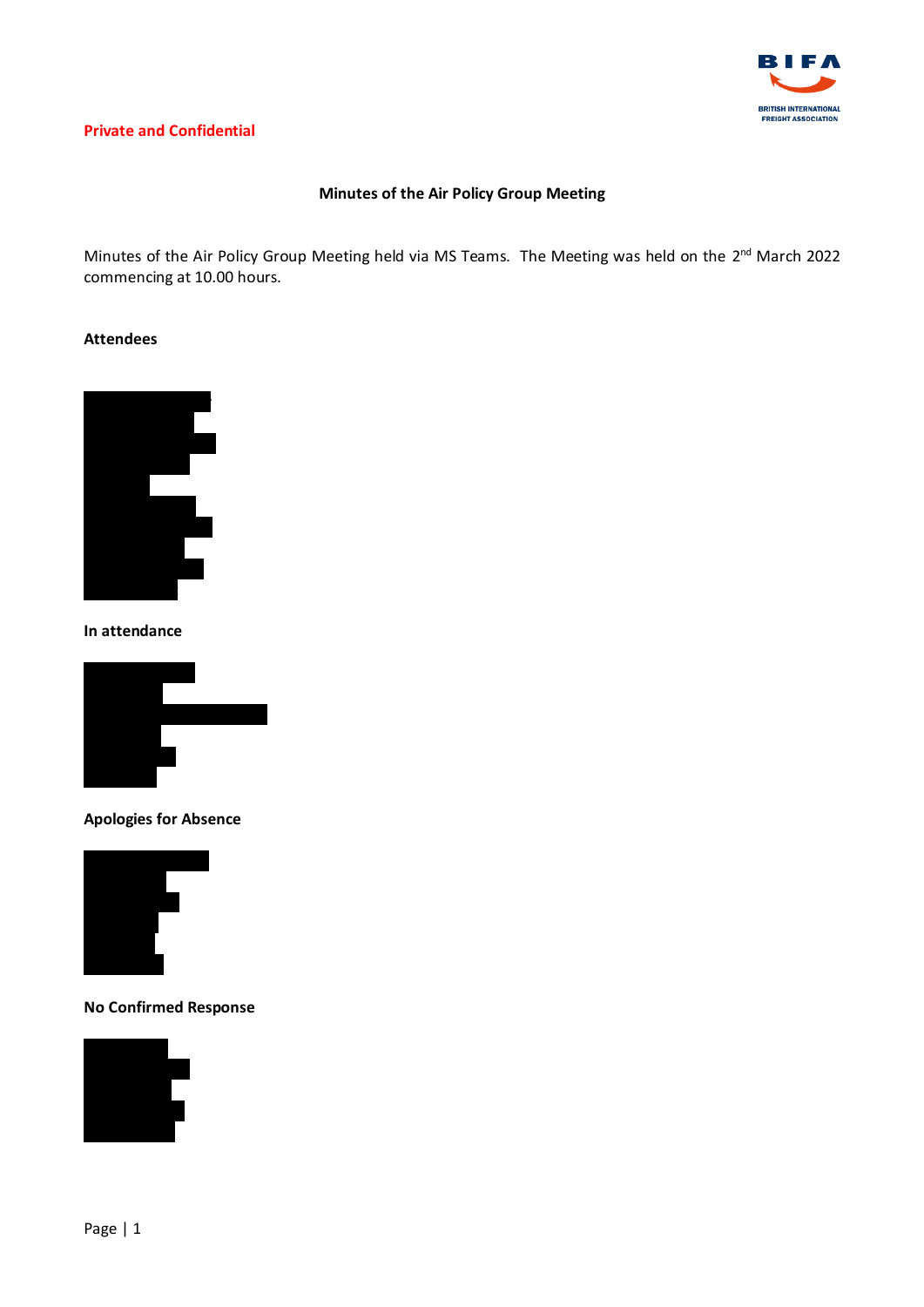Private and Confidential

**Minutes of the Air Policy Group Meeting**

Minutes of the Air Policy Group Meeting held via MS Teams. The Meeting was held on the 2nd March 2022 commencing at 10.00 hours.

**Attendees**

**In attendance**

**Apologies for Absence**

**No Confirmed Response**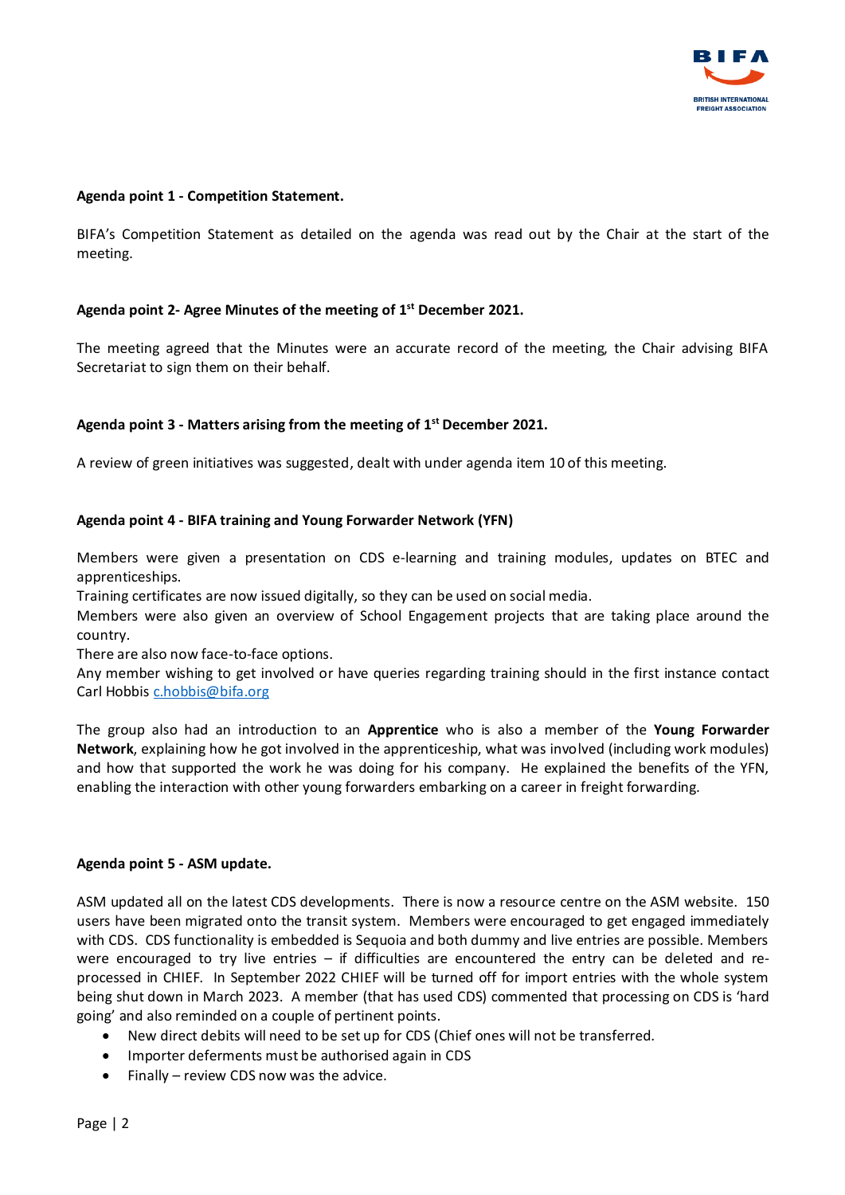**Agenda point 1 - Competition Statement.**

BIFA's Competition Statement as detailed on the agenda was read out by the Chair at the start of the meeting.

**Agenda point 2- Agree Minutes of the meeting of 1st December 2021.**

The meeting agreed that the Minutes were an accurate record of the meeting, the Chair advising BIFA Secretariat to sign them on their behalf.

**Agenda point 3 - Matters arising from the meeting of 1st December 2021.**

A review of green initiatives was suggested, dealt with under agenda item 10 of this meeting.

**Agenda point 4 - BIFA training and Young Forwarder Network (YFN)**

Members were given a presentation on CDS e-learning and training modules, updates on BTEC and apprenticeships.
Training certificates are now issued digitally, so they can be used on social media.
Members were also given an overview of School Engagement projects that are taking place around the country.
There are also now face-to-face options.
Any member wishing to get involved or have queries regarding training should in the first instance contact Carl Hobbis c.hobbis@bifa.org

The group also had an introduction to an **Apprentice** who is also a member of the **Young Forwarder Network**, explaining how he got involved in the apprenticeship, what was involved (including work modules) and how that supported the work he was doing for his company. He explained the benefits of the YFN, enabling the interaction with other young forwarders embarking on a career in freight forwarding.

**Agenda point 5 - ASM update.**

ASM updated all on the latest CDS developments. There is now a resource centre on the ASM website. 150 users have been migrated onto the transit system. Members were encouraged to get engaged immediately with CDS. CDS functionality is embedded is Sequoia and both dummy and live entries are possible. Members were encouraged to try live entries – if difficulties are encountered the entry can be deleted and re-processed in CHIEF. In September 2022 CHIEF will be turned off for import entries with the whole system being shut down in March 2023. A member (that has used CDS) commented that processing on CDS is 'hard going' and also reminded on a couple of pertinent points.

- New direct debits will need to be set up for CDS (Chief ones will not be transferred.
- Importer deferments must be authorised again in CDS
- Finally – review CDS now was the advice.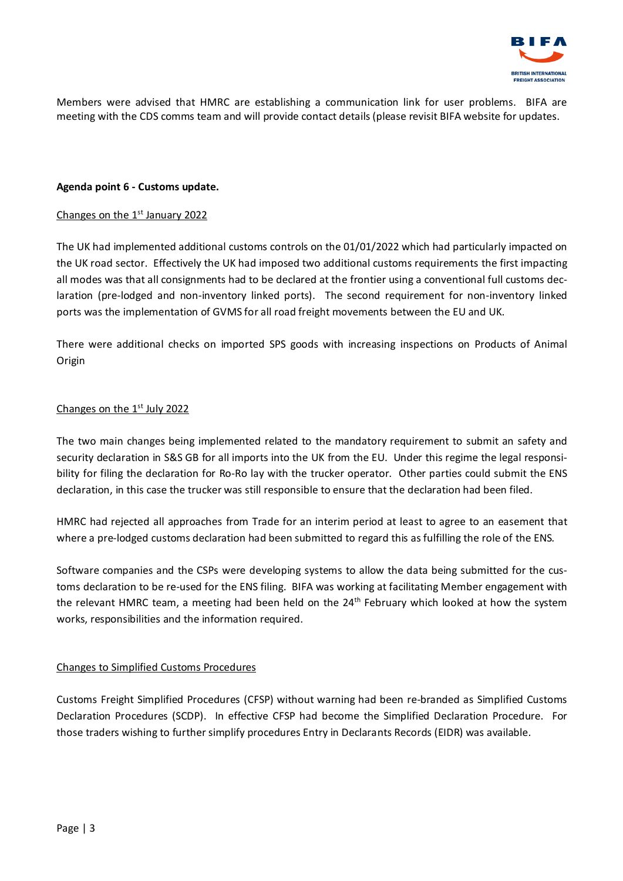Members were advised that HMRC are establishing a communication link for user problems. BIFA are meeting with the CDS comms team and will provide contact details (please revisit BIFA website for updates.

**Agenda point 6 - Customs update.**

<u>Changes on the 1st January 2022</u>

The UK had implemented additional customs controls on the 01/01/2022 which had particularly impacted on the UK road sector. Effectively the UK had imposed two additional customs requirements the first impacting all modes was that all consignments had to be declared at the frontier using a conventional full customs declaration (pre-lodged and non-inventory linked ports). The second requirement for non-inventory linked ports was the implementation of GVMS for all road freight movements between the EU and UK.

There were additional checks on imported SPS goods with increasing inspections on Products of Animal Origin

<u>Changes on the 1st July 2022</u>

The two main changes being implemented related to the mandatory requirement to submit an safety and security declaration in S&S GB for all imports into the UK from the EU. Under this regime the legal responsibility for filing the declaration for Ro-Ro lay with the trucker operator. Other parties could submit the ENS declaration, in this case the trucker was still responsible to ensure that the declaration had been filed.

HMRC had rejected all approaches from Trade for an interim period at least to agree to an easement that where a pre-lodged customs declaration had been submitted to regard this as fulfilling the role of the ENS.

Software companies and the CSPs were developing systems to allow the data being submitted for the customs declaration to be re-used for the ENS filing. BIFA was working at facilitating Member engagement with the relevant HMRC team, a meeting had been held on the 24th February which looked at how the system works, responsibilities and the information required.

<u>Changes to Simplified Customs Procedures</u>

Customs Freight Simplified Procedures (CFSP) without warning had been re-branded as Simplified Customs Declaration Procedures (SCDP). In effective CFSP had become the Simplified Declaration Procedure. For those traders wishing to further simplify procedures Entry in Declarants Records (EIDR) was available.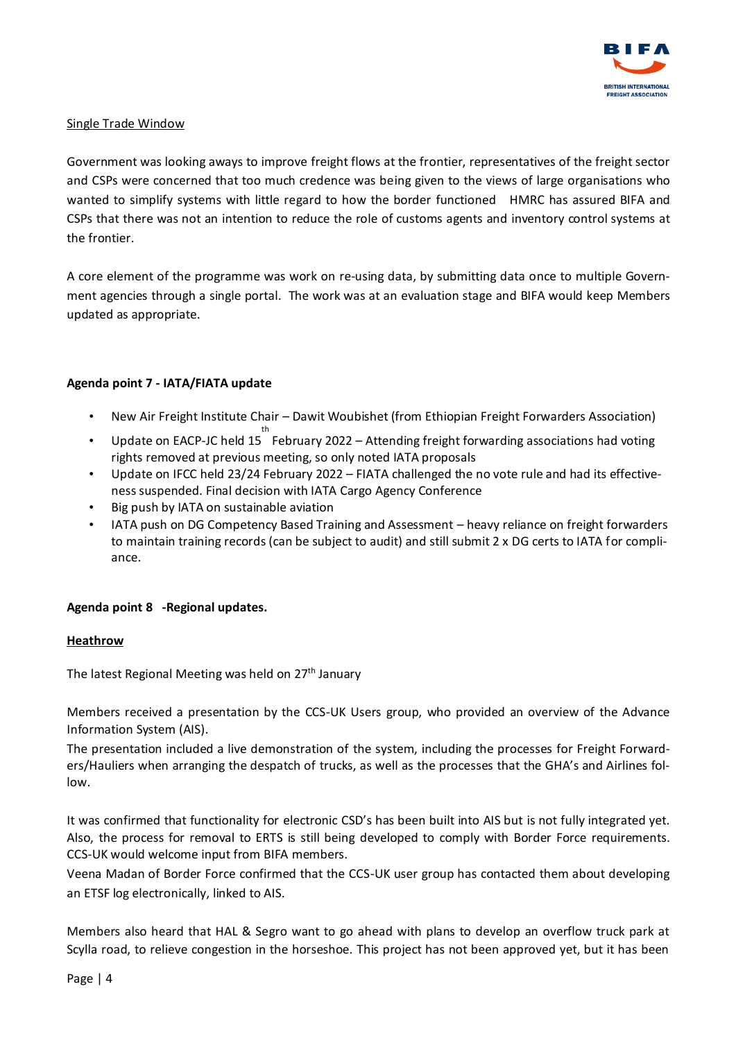<u>Single Trade Window</u>

Government was looking aways to improve freight flows at the frontier, representatives of the freight sector and CSPs were concerned that too much credence was being given to the views of large organisations who wanted to simplify systems with little regard to how the border functioned   HMRC has assured BIFA and CSPs that there was not an intention to reduce the role of customs agents and inventory control systems at the frontier.

A core element of the programme was work on re-using data, by submitting data once to multiple Government agencies through a single portal.  The work was at an evaluation stage and BIFA would keep Members updated as appropriate.

**Agenda point 7 - IATA/FIATA update**

- New Air Freight Institute Chair – Dawit Woubishet (from Ethiopian Freight Forwarders Association)
- Update on EACP-JC held 15th February 2022 – Attending freight forwarding associations had voting rights removed at previous meeting, so only noted IATA proposals
- Update on IFCC held 23/24 February 2022 – FIATA challenged the no vote rule and had its effectiveness suspended. Final decision with IATA Cargo Agency Conference
- Big push by IATA on sustainable aviation
- IATA push on DG Competency Based Training and Assessment – heavy reliance on freight forwarders to maintain training records (can be subject to audit) and still submit 2 x DG certs to IATA for compliance.

**Agenda point 8   -Regional updates.**

**<u>Heathrow</u>**

The latest Regional Meeting was held on 27th January

Members received a presentation by the CCS-UK Users group, who provided an overview of the Advance Information System (AIS).
The presentation included a live demonstration of the system, including the processes for Freight Forwarders/Hauliers when arranging the despatch of trucks, as well as the processes that the GHA's and Airlines follow.

It was confirmed that functionality for electronic CSD's has been built into AIS but is not fully integrated yet. Also, the process for removal to ERTS is still being developed to comply with Border Force requirements. CCS-UK would welcome input from BIFA members.
Veena Madan of Border Force confirmed that the CCS-UK user group has contacted them about developing an ETSF log electronically, linked to AIS.

Members also heard that HAL & Segro want to go ahead with plans to develop an overflow truck park at Scylla road, to relieve congestion in the horseshoe. This project has not been approved yet, but it has been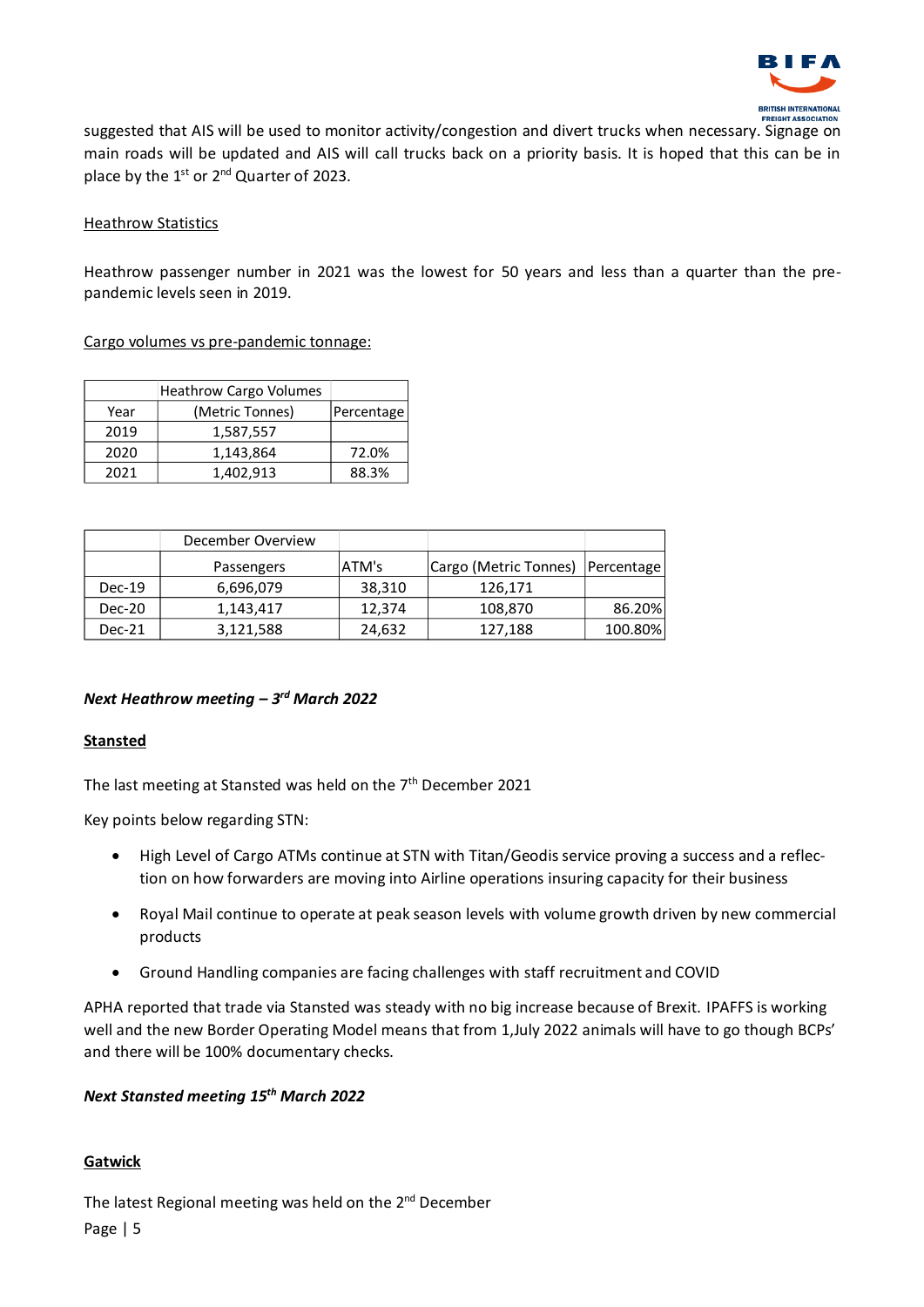suggested that AIS will be used to monitor activity/congestion and divert trucks when necessary. Signage on main roads will be updated and AIS will call trucks back on a priority basis. It is hoped that this can be in place by the 1st or 2nd Quarter of 2023.

Heathrow Statistics

Heathrow passenger number in 2021 was the lowest for 50 years and less than a quarter than the pre-pandemic levels seen in 2019.

Cargo volumes vs pre-pandemic tonnage:

| | Heathrow Cargo Volumes | |
|---|---|---|
| Year | (Metric Tonnes) | Percentage |
| 2019 | 1,587,557 | |
| 2020 | 1,143,864 | 72.0% |
| 2021 | 1,402,913 | 88.3% |

| | December Overview | | | |
|---|---|---|---|---|
| | Passengers | ATM's | Cargo (Metric Tonnes) | Percentage |
| Dec-19 | 6,696,079 | 38,310 | 126,171 | |
| Dec-20 | 1,143,417 | 12,374 | 108,870 | 86.20% |
| Dec-21 | 3,121,588 | 24,632 | 127,188 | 100.80% |

***Next Heathrow meeting – 3rd March 2022***

## Stansted

The last meeting at Stansted was held on the 7th December 2021

Key points below regarding STN:

- High Level of Cargo ATMs continue at STN with Titan/Geodis service proving a success and a reflection on how forwarders are moving into Airline operations insuring capacity for their business
- Royal Mail continue to operate at peak season levels with volume growth driven by new commercial products
- Ground Handling companies are facing challenges with staff recruitment and COVID

APHA reported that trade via Stansted was steady with no big increase because of Brexit. IPAFFS is working well and the new Border Operating Model means that from 1,July 2022 animals will have to go though BCPs' and there will be 100% documentary checks.

***Next Stansted meeting 15th March 2022***

## Gatwick

The latest Regional meeting was held on the 2nd December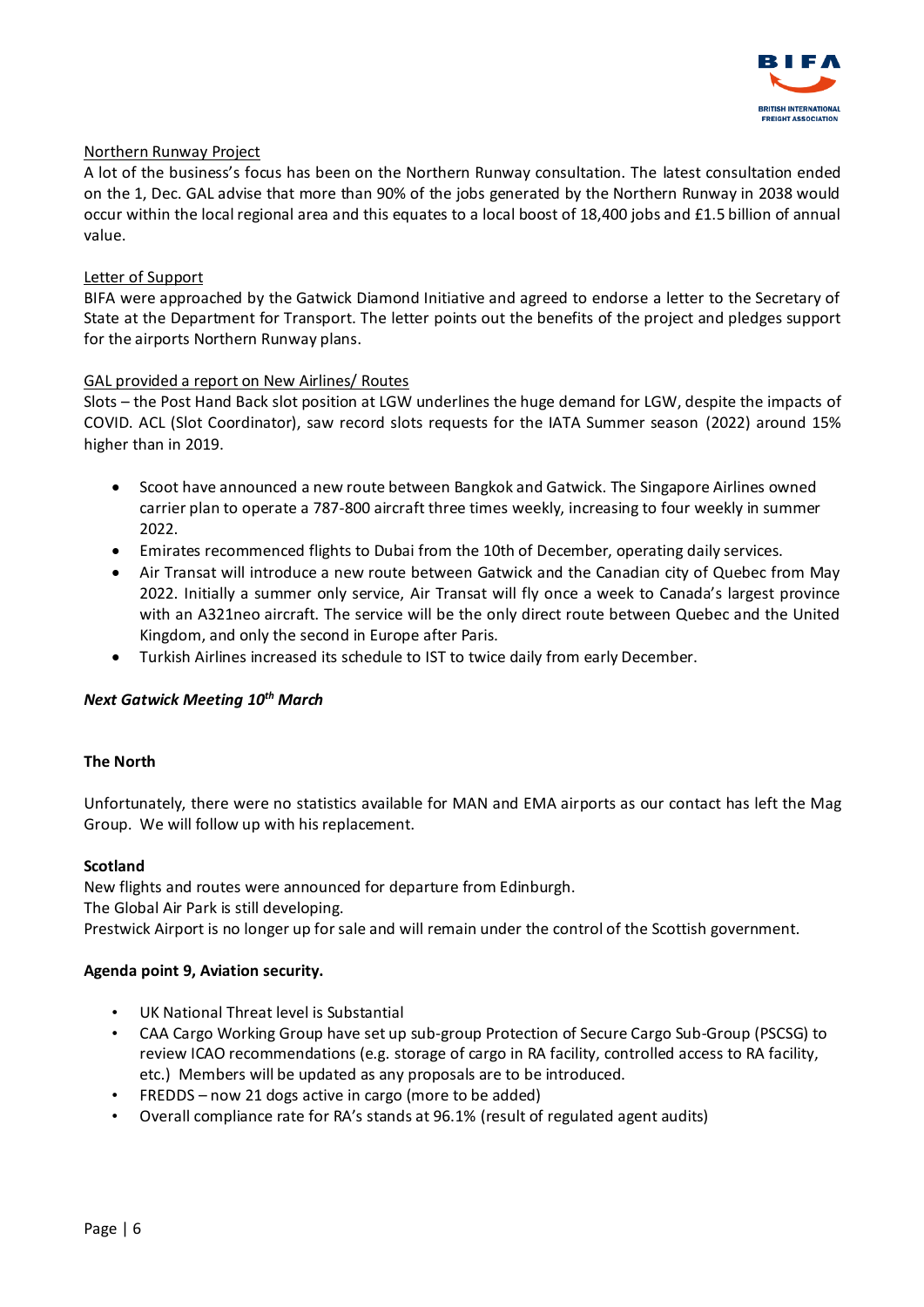Northern Runway Project

A lot of the business's focus has been on the Northern Runway consultation. The latest consultation ended on the 1, Dec. GAL advise that more than 90% of the jobs generated by the Northern Runway in 2038 would occur within the local regional area and this equates to a local boost of 18,400 jobs and £1.5 billion of annual value.

Letter of Support

BIFA were approached by the Gatwick Diamond Initiative and agreed to endorse a letter to the Secretary of State at the Department for Transport. The letter points out the benefits of the project and pledges support for the airports Northern Runway plans.

GAL provided a report on New Airlines/ Routes

Slots – the Post Hand Back slot position at LGW underlines the huge demand for LGW, despite the impacts of COVID. ACL (Slot Coordinator), saw record slots requests for the IATA Summer season (2022) around 15% higher than in 2019.

- Scoot have announced a new route between Bangkok and Gatwick. The Singapore Airlines owned carrier plan to operate a 787-800 aircraft three times weekly, increasing to four weekly in summer 2022.
- Emirates recommenced flights to Dubai from the 10th of December, operating daily services.
- Air Transat will introduce a new route between Gatwick and the Canadian city of Quebec from May 2022. Initially a summer only service, Air Transat will fly once a week to Canada's largest province with an A321neo aircraft. The service will be the only direct route between Quebec and the United Kingdom, and only the second in Europe after Paris.
- Turkish Airlines increased its schedule to IST to twice daily from early December.

***Next Gatwick Meeting 10th March***

**The North**

Unfortunately, there were no statistics available for MAN and EMA airports as our contact has left the Mag Group. We will follow up with his replacement.

**Scotland**

New flights and routes were announced for departure from Edinburgh.
The Global Air Park is still developing.
Prestwick Airport is no longer up for sale and will remain under the control of the Scottish government.

**Agenda point 9, Aviation security.**

- UK National Threat level is Substantial
- CAA Cargo Working Group have set up sub-group Protection of Secure Cargo Sub-Group (PSCSG) to review ICAO recommendations (e.g. storage of cargo in RA facility, controlled access to RA facility, etc.) Members will be updated as any proposals are to be introduced.
- FREDDS – now 21 dogs active in cargo (more to be added)
- Overall compliance rate for RA's stands at 96.1% (result of regulated agent audits)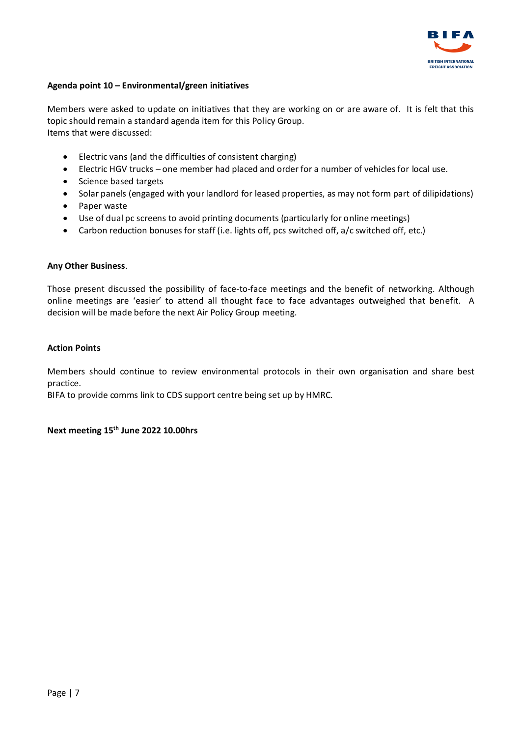**Agenda point 10 – Environmental/green initiatives**

Members were asked to update on initiatives that they are working on or are aware of. It is felt that this topic should remain a standard agenda item for this Policy Group.
Items that were discussed:

- Electric vans (and the difficulties of consistent charging)
- Electric HGV trucks – one member had placed and order for a number of vehicles for local use.
- Science based targets
- Solar panels (engaged with your landlord for leased properties, as may not form part of dilipidations)
- Paper waste
- Use of dual pc screens to avoid printing documents (particularly for online meetings)
- Carbon reduction bonuses for staff (i.e. lights off, pcs switched off, a/c switched off, etc.)

**Any Other Business**.

Those present discussed the possibility of face-to-face meetings and the benefit of networking. Although online meetings are 'easier' to attend all thought face to face advantages outweighed that benefit. A decision will be made before the next Air Policy Group meeting.

**Action Points**

Members should continue to review environmental protocols in their own organisation and share best practice.
BIFA to provide comms link to CDS support centre being set up by HMRC.

**Next meeting 15th June 2022 10.00hrs**